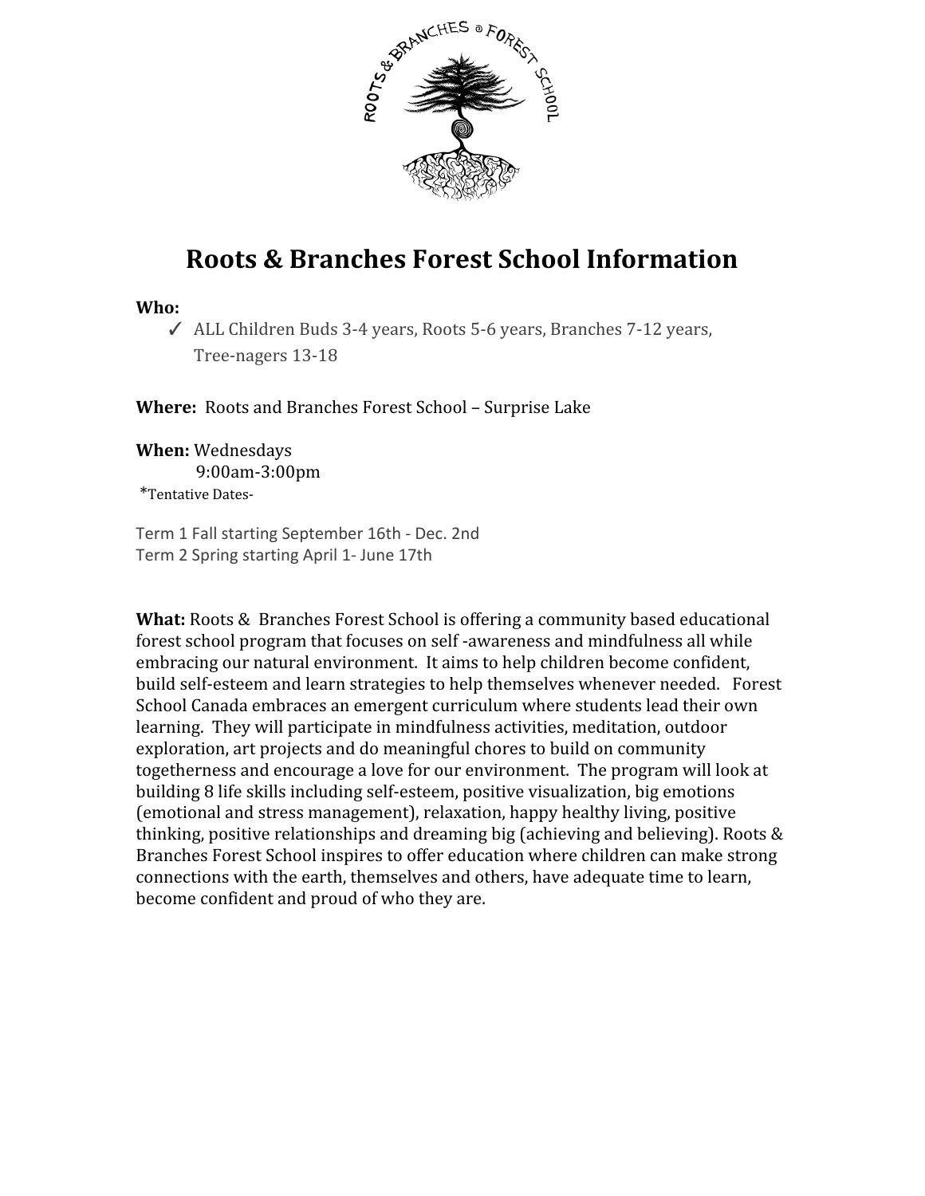# Roots & Branches Forest School Information

**Who:**

- ✓ ALL Children Buds 3-4 years, Roots 5-6 years, Branches 7-12 years, Tree-nagers 13-18

**Where:** Roots and Branches Forest School – Surprise Lake

**When:** Wednesdays
9:00am-3:00pm
*Tentative Dates-

Term 1 Fall starting September 16th - Dec. 2nd
Term 2 Spring starting April 1- June 17th

**What:** Roots & Branches Forest School is offering a community based educational forest school program that focuses on self -awareness and mindfulness all while embracing our natural environment. It aims to help children become confident, build self-esteem and learn strategies to help themselves whenever needed. Forest School Canada embraces an emergent curriculum where students lead their own learning. They will participate in mindfulness activities, meditation, outdoor exploration, art projects and do meaningful chores to build on community togetherness and encourage a love for our environment. The program will look at building 8 life skills including self-esteem, positive visualization, big emotions (emotional and stress management), relaxation, happy healthy living, positive thinking, positive relationships and dreaming big (achieving and believing). Roots & Branches Forest School inspires to offer education where children can make strong connections with the earth, themselves and others, have adequate time to learn, become confident and proud of who they are.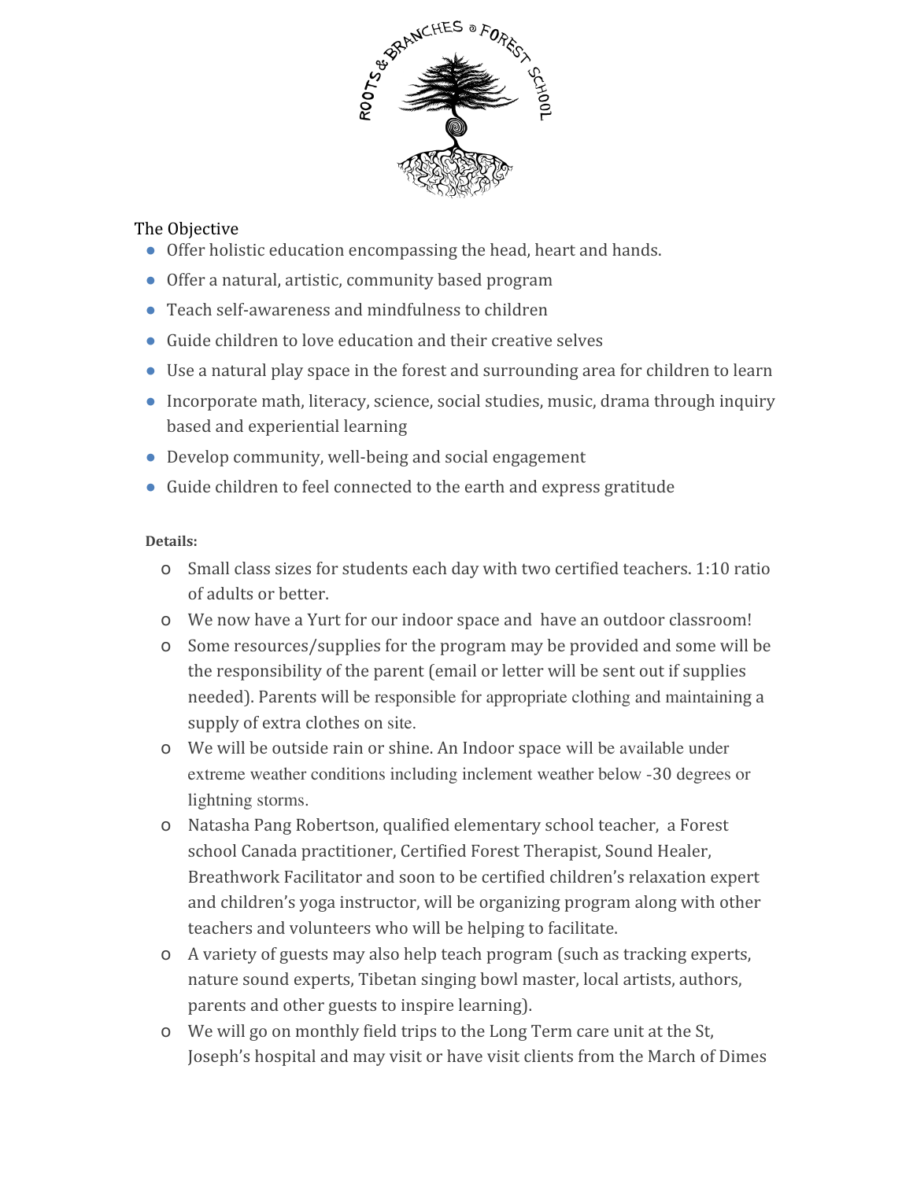ROOTS & BRANCHES @ FOREST SCHOOL

The Objective

- Offer holistic education encompassing the head, heart and hands.
- Offer a natural, artistic, community based program
- Teach self-awareness and mindfulness to children
- Guide children to love education and their creative selves
- Use a natural play space in the forest and surrounding area for children to learn
- Incorporate math, literacy, science, social studies, music, drama through inquiry based and experiential learning
- Develop community, well-being and social engagement
- Guide children to feel connected to the earth and express gratitude

**Details:**

- Small class sizes for students each day with two certified teachers. 1:10 ratio of adults or better.
- We now have a Yurt for our indoor space and have an outdoor classroom!
- Some resources/supplies for the program may be provided and some will be the responsibility of the parent (email or letter will be sent out if supplies needed). Parents will be responsible for appropriate clothing and maintaining a supply of extra clothes on site.
- We will be outside rain or shine. An Indoor space will be available under extreme weather conditions including inclement weather below -30 degrees or lightning storms.
- Natasha Pang Robertson, qualified elementary school teacher, a Forest school Canada practitioner, Certified Forest Therapist, Sound Healer, Breathwork Facilitator and soon to be certified children's relaxation expert and children's yoga instructor, will be organizing program along with other teachers and volunteers who will be helping to facilitate.
- A variety of guests may also help teach program (such as tracking experts, nature sound experts, Tibetan singing bowl master, local artists, authors, parents and other guests to inspire learning).
- We will go on monthly field trips to the Long Term care unit at the St, Joseph's hospital and may visit or have visit clients from the March of Dimes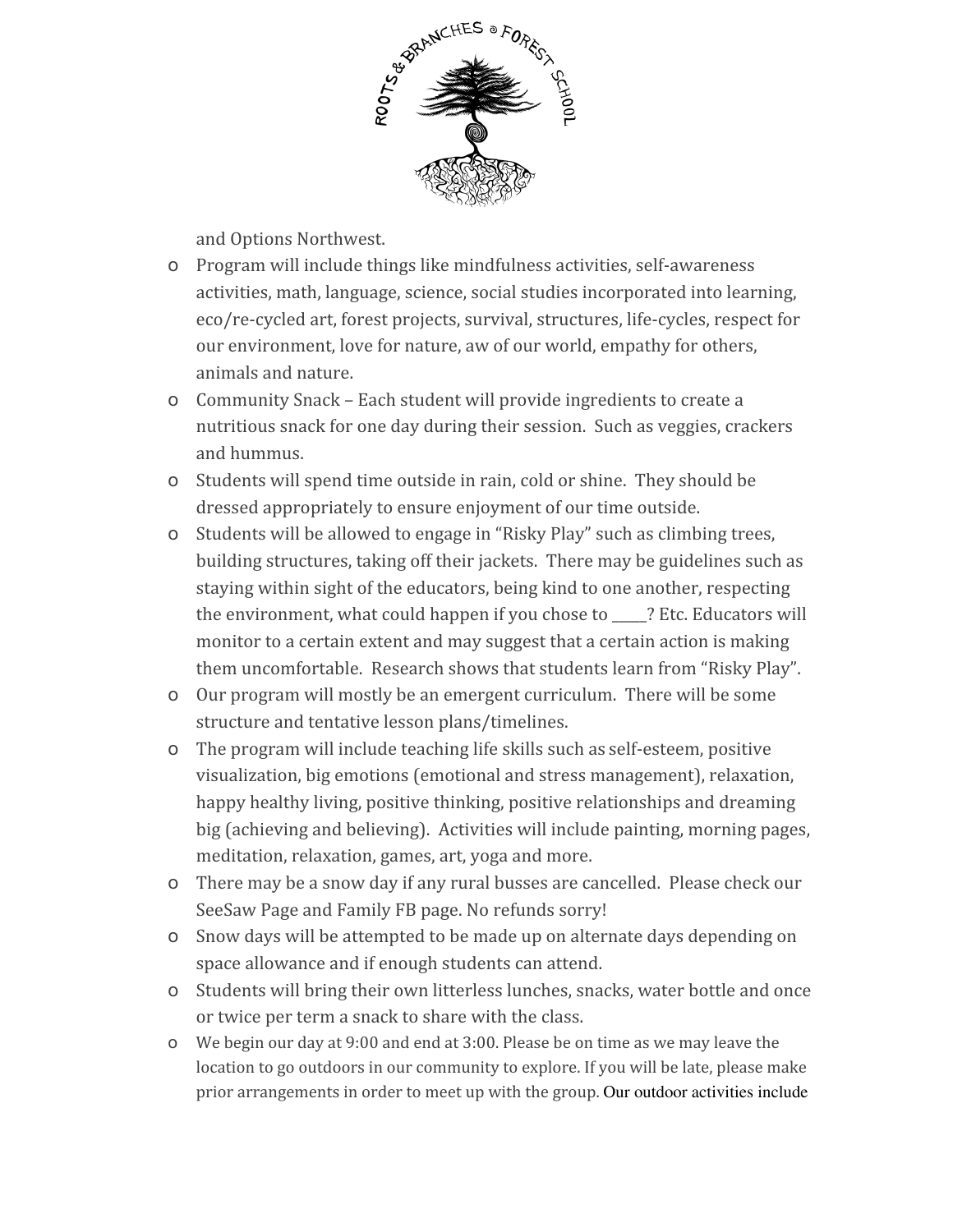and Options Northwest.

- Program will include things like mindfulness activities, self-awareness activities, math, language, science, social studies incorporated into learning, eco/re-cycled art, forest projects, survival, structures, life-cycles, respect for our environment, love for nature, aw of our world, empathy for others, animals and nature.
- Community Snack – Each student will provide ingredients to create a nutritious snack for one day during their session. Such as veggies, crackers and hummus.
- Students will spend time outside in rain, cold or shine. They should be dressed appropriately to ensure enjoyment of our time outside.
- Students will be allowed to engage in "Risky Play" such as climbing trees, building structures, taking off their jackets. There may be guidelines such as staying within sight of the educators, being kind to one another, respecting the environment, what could happen if you chose to _____? Etc. Educators will monitor to a certain extent and may suggest that a certain action is making them uncomfortable. Research shows that students learn from "Risky Play".
- Our program will mostly be an emergent curriculum. There will be some structure and tentative lesson plans/timelines.
- The program will include teaching life skills such as self-esteem, positive visualization, big emotions (emotional and stress management), relaxation, happy healthy living, positive thinking, positive relationships and dreaming big (achieving and believing). Activities will include painting, morning pages, meditation, relaxation, games, art, yoga and more.
- There may be a snow day if any rural busses are cancelled. Please check our SeeSaw Page and Family FB page. No refunds sorry!
- Snow days will be attempted to be made up on alternate days depending on space allowance and if enough students can attend.
- Students will bring their own litterless lunches, snacks, water bottle and once or twice per term a snack to share with the class.
- We begin our day at 9:00 and end at 3:00. Please be on time as we may leave the location to go outdoors in our community to explore. If you will be late, please make prior arrangements in order to meet up with the group. Our outdoor activities include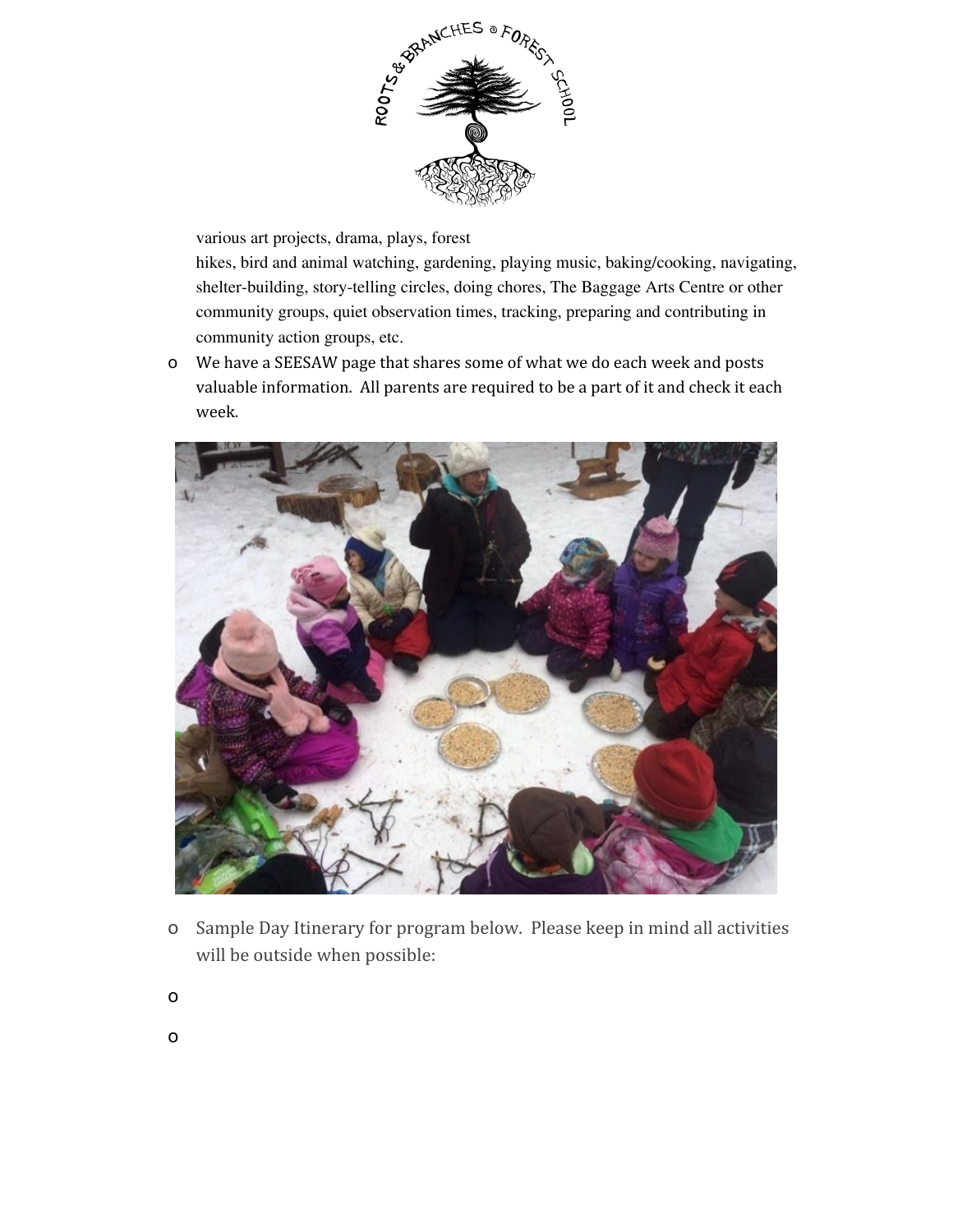various art projects, drama, plays, forest hikes, bird and animal watching, gardening, playing music, baking/cooking, navigating, shelter-building, story-telling circles, doing chores, The Baggage Arts Centre or other community groups, quiet observation times, tracking, preparing and contributing in community action groups, etc.

- We have a SEESAW page that shares some of what we do each week and posts valuable information. All parents are required to be a part of it and check it each week.

- Sample Day Itinerary for program below. Please keep in mind all activities will be outside when possible: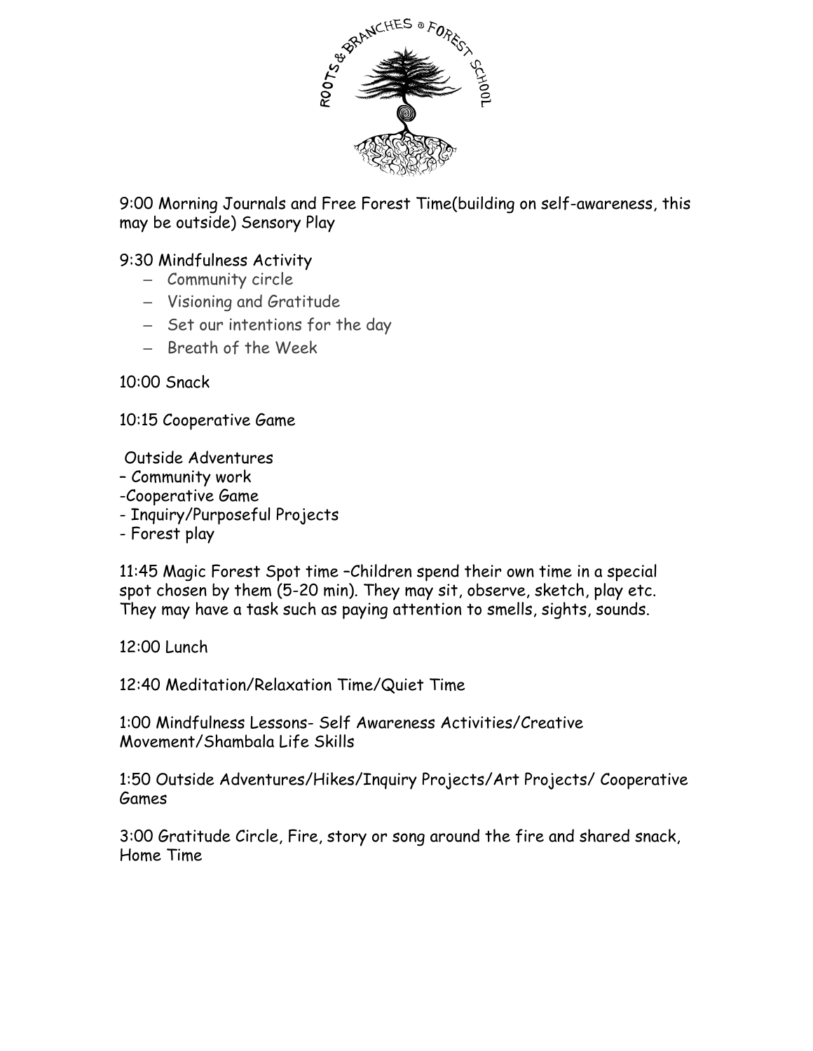ROOTS & BRANCHES @ FOREST SCHOOL

9:00 Morning Journals and Free Forest Time(building on self-awareness, this may be outside) Sensory Play

9:30 Mindfulness Activity

- Community circle
- Visioning and Gratitude
- Set our intentions for the day
- Breath of the Week

10:00 Snack

10:15 Cooperative Game

Outside Adventures

- Community work
- Cooperative Game
- Inquiry/Purposeful Projects
- Forest play

11:45 Magic Forest Spot time –Children spend their own time in a special spot chosen by them (5-20 min). They may sit, observe, sketch, play etc. They may have a task such as paying attention to smells, sights, sounds.

12:00 Lunch

12:40 Meditation/Relaxation Time/Quiet Time

1:00 Mindfulness Lessons- Self Awareness Activities/Creative Movement/Shambala Life Skills

1:50 Outside Adventures/Hikes/Inquiry Projects/Art Projects/ Cooperative Games

3:00 Gratitude Circle, Fire, story or song around the fire and shared snack, Home Time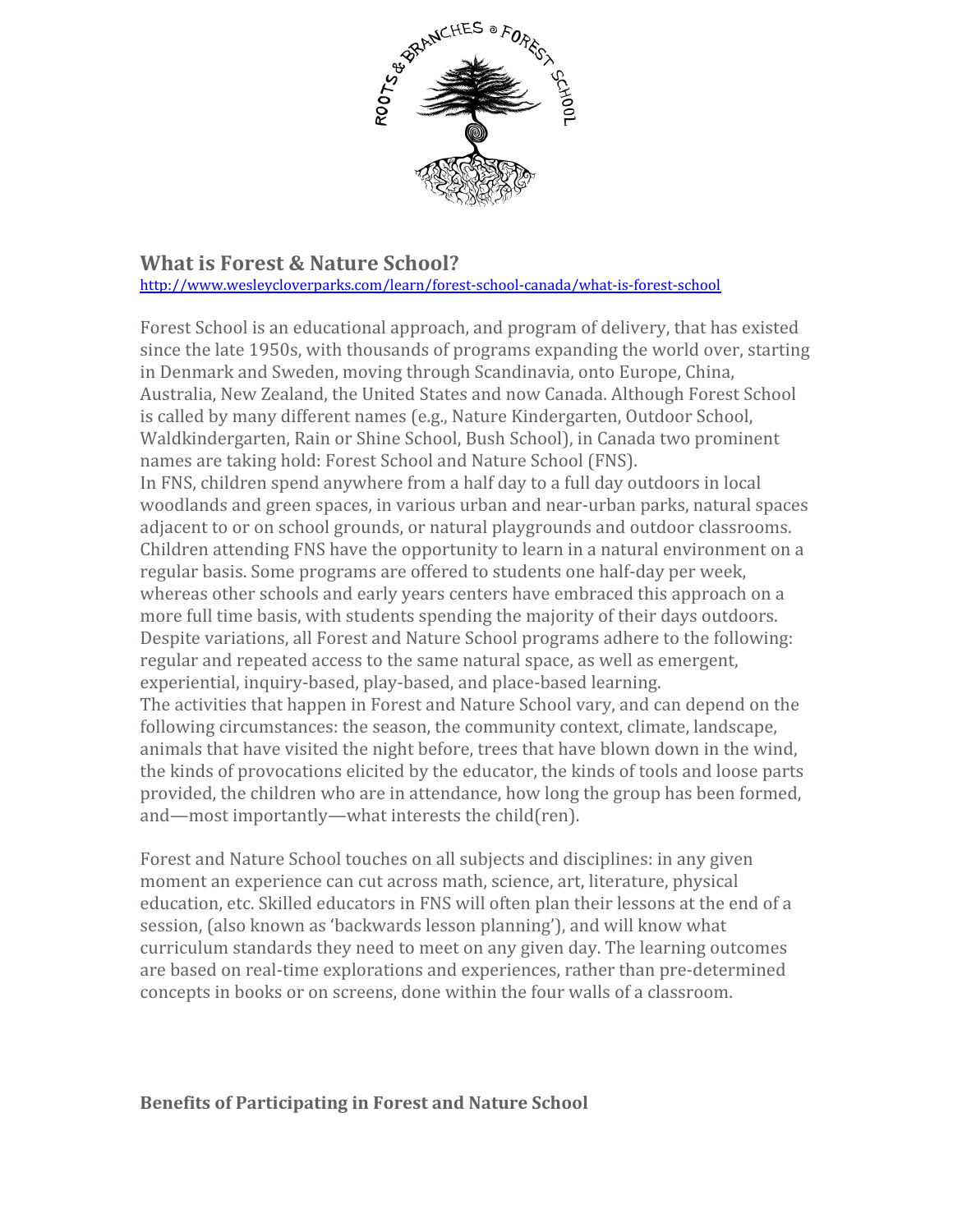## What is Forest & Nature School?

http://www.wesleycloverparks.com/learn/forest-school-canada/what-is-forest-school

Forest School is an educational approach, and program of delivery, that has existed since the late 1950s, with thousands of programs expanding the world over, starting in Denmark and Sweden, moving through Scandinavia, onto Europe, China, Australia, New Zealand, the United States and now Canada. Although Forest School is called by many different names (e.g., Nature Kindergarten, Outdoor School, Waldkindergarten, Rain or Shine School, Bush School), in Canada two prominent names are taking hold: Forest School and Nature School (FNS).

In FNS, children spend anywhere from a half day to a full day outdoors in local woodlands and green spaces, in various urban and near-urban parks, natural spaces adjacent to or on school grounds, or natural playgrounds and outdoor classrooms. Children attending FNS have the opportunity to learn in a natural environment on a regular basis. Some programs are offered to students one half-day per week, whereas other schools and early years centers have embraced this approach on a more full time basis, with students spending the majority of their days outdoors. Despite variations, all Forest and Nature School programs adhere to the following: regular and repeated access to the same natural space, as well as emergent, experiential, inquiry-based, play-based, and place-based learning.

The activities that happen in Forest and Nature School vary, and can depend on the following circumstances: the season, the community context, climate, landscape, animals that have visited the night before, trees that have blown down in the wind, the kinds of provocations elicited by the educator, the kinds of tools and loose parts provided, the children who are in attendance, how long the group has been formed, and—most importantly—what interests the child(ren).

Forest and Nature School touches on all subjects and disciplines: in any given moment an experience can cut across math, science, art, literature, physical education, etc. Skilled educators in FNS will often plan their lessons at the end of a session, (also known as 'backwards lesson planning'), and will know what curriculum standards they need to meet on any given day. The learning outcomes are based on real-time explorations and experiences, rather than pre-determined concepts in books or on screens, done within the four walls of a classroom.

## Benefits of Participating in Forest and Nature School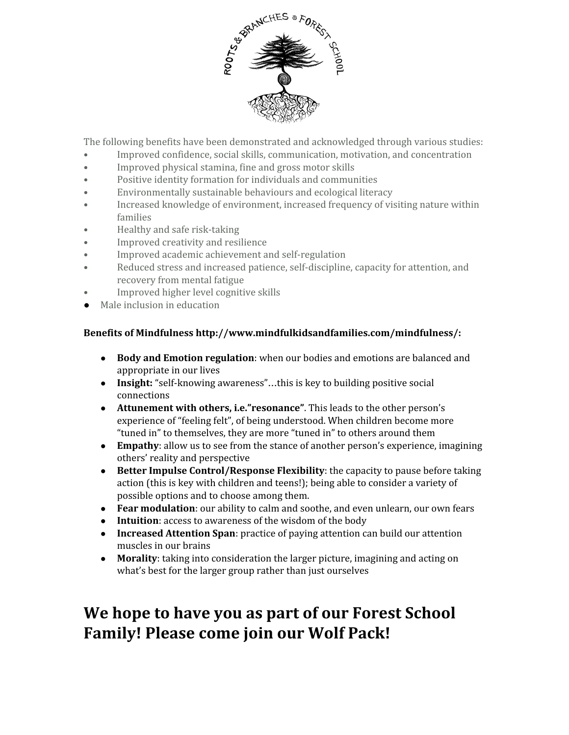The following benefits have been demonstrated and acknowledged through various studies:

- Improved confidence, social skills, communication, motivation, and concentration
- Improved physical stamina, fine and gross motor skills
- Positive identity formation for individuals and communities
- Environmentally sustainable behaviours and ecological literacy
- Increased knowledge of environment, increased frequency of visiting nature within families
- Healthy and safe risk-taking
- Improved creativity and resilience
- Improved academic achievement and self-regulation
- Reduced stress and increased patience, self-discipline, capacity for attention, and recovery from mental fatigue
- Improved higher level cognitive skills
- Male inclusion in education

**Benefits of Mindfulness http://www.mindfulkidsandfamilies.com/mindfulness/:**

- **Body and Emotion regulation**: when our bodies and emotions are balanced and appropriate in our lives
- **Insight:** "self-knowing awareness"…this is key to building positive social connections
- **Attunement with others, i.e."resonance"**. This leads to the other person's experience of "feeling felt", of being understood. When children become more "tuned in" to themselves, they are more "tuned in" to others around them
- **Empathy**: allow us to see from the stance of another person's experience, imagining others' reality and perspective
- **Better Impulse Control/Response Flexibility**: the capacity to pause before taking action (this is key with children and teens!); being able to consider a variety of possible options and to choose among them.
- **Fear modulation**: our ability to calm and soothe, and even unlearn, our own fears
- **Intuition**: access to awareness of the wisdom of the body
- **Increased Attention Span**: practice of paying attention can build our attention muscles in our brains
- **Morality**: taking into consideration the larger picture, imagining and acting on what's best for the larger group rather than just ourselves

# We hope to have you as part of our Forest School Family! Please come join our Wolf Pack!